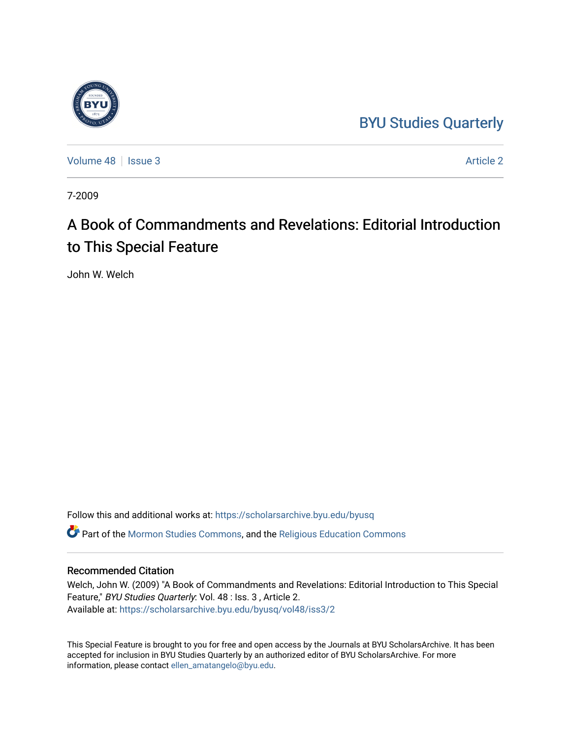BYU Studies Quarterly

Volume 48 | Issue 3 Article 2

7-2009

# A Book of Commandments and Revelations: Editorial Introduction to This Special Feature

John W. Welch

Follow this and additional works at: https://scholarsarchive.byu.edu/byusq

Part of the Mormon Studies Commons, and the Religious Education Commons

## Recommended Citation

Welch, John W. (2009) "A Book of Commandments and Revelations: Editorial Introduction to This Special Feature," *BYU Studies Quarterly*: Vol. 48 : Iss. 3 , Article 2.
Available at: https://scholarsarchive.byu.edu/byusq/vol48/iss3/2

This Special Feature is brought to you for free and open access by the Journals at BYU ScholarsArchive. It has been accepted for inclusion in BYU Studies Quarterly by an authorized editor of BYU ScholarsArchive. For more information, please contact ellen_amatangelo@byu.edu.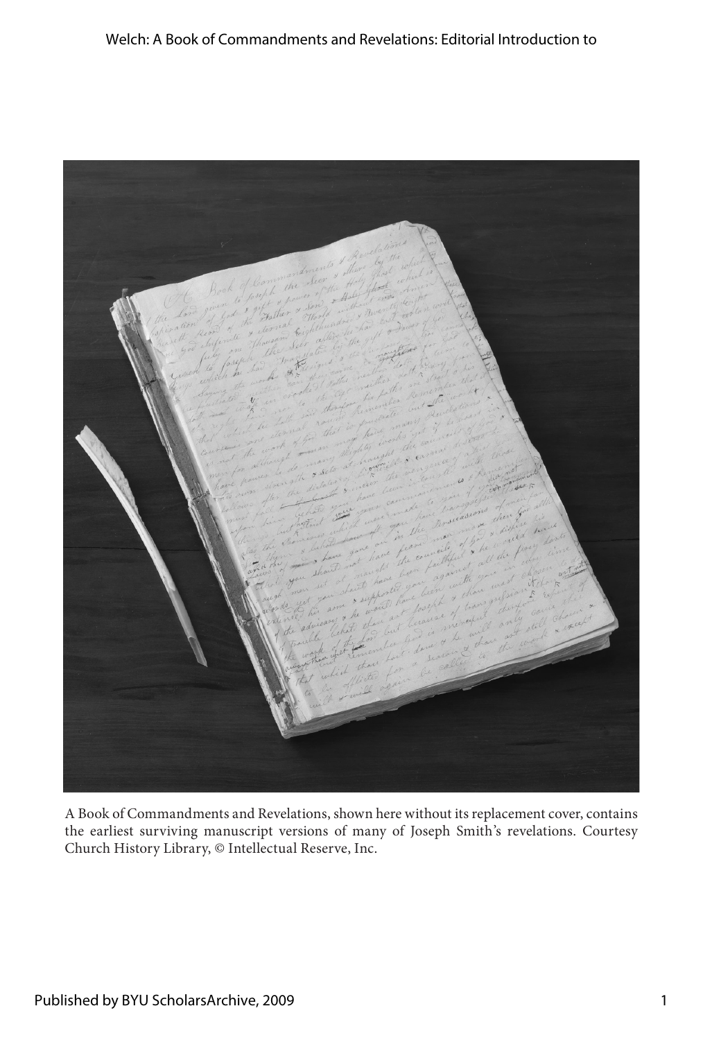A Book of Commandments and Revelations, shown here without its replacement cover, contains the earliest surviving manuscript versions of many of Joseph Smith's revelations. Courtesy Church History Library, © Intellectual Reserve, Inc.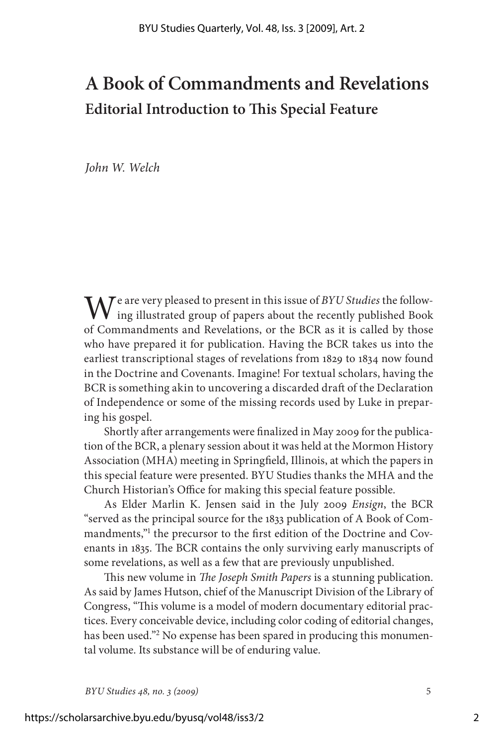# A Book of Commandments and Revelations

## Editorial Introduction to This Special Feature

*John W. Welch*

We are very pleased to present in this issue of *BYU Studies* the following illustrated group of papers about the recently published Book of Commandments and Revelations, or the BCR as it is called by those who have prepared it for publication. Having the BCR takes us into the earliest transcriptional stages of revelations from 1829 to 1834 now found in the Doctrine and Covenants. Imagine! For textual scholars, having the BCR is something akin to uncovering a discarded draft of the Declaration of Independence or some of the missing records used by Luke in preparing his gospel.

Shortly after arrangements were finalized in May 2009 for the publication of the BCR, a plenary session about it was held at the Mormon History Association (MHA) meeting in Springfield, Illinois, at which the papers in this special feature were presented. BYU Studies thanks the MHA and the Church Historian's Office for making this special feature possible.

As Elder Marlin K. Jensen said in the July 2009 *Ensign*, the BCR "served as the principal source for the 1833 publication of A Book of Commandments,"[1] the precursor to the first edition of the Doctrine and Covenants in 1835. The BCR contains the only surviving early manuscripts of some revelations, as well as a few that are previously unpublished.

This new volume in *The Joseph Smith Papers* is a stunning publication. As said by James Hutson, chief of the Manuscript Division of the Library of Congress, "This volume is a model of modern documentary editorial practices. Every conceivable device, including color coding of editorial changes, has been used."[2] No expense has been spared in producing this monumental volume. Its substance will be of enduring value.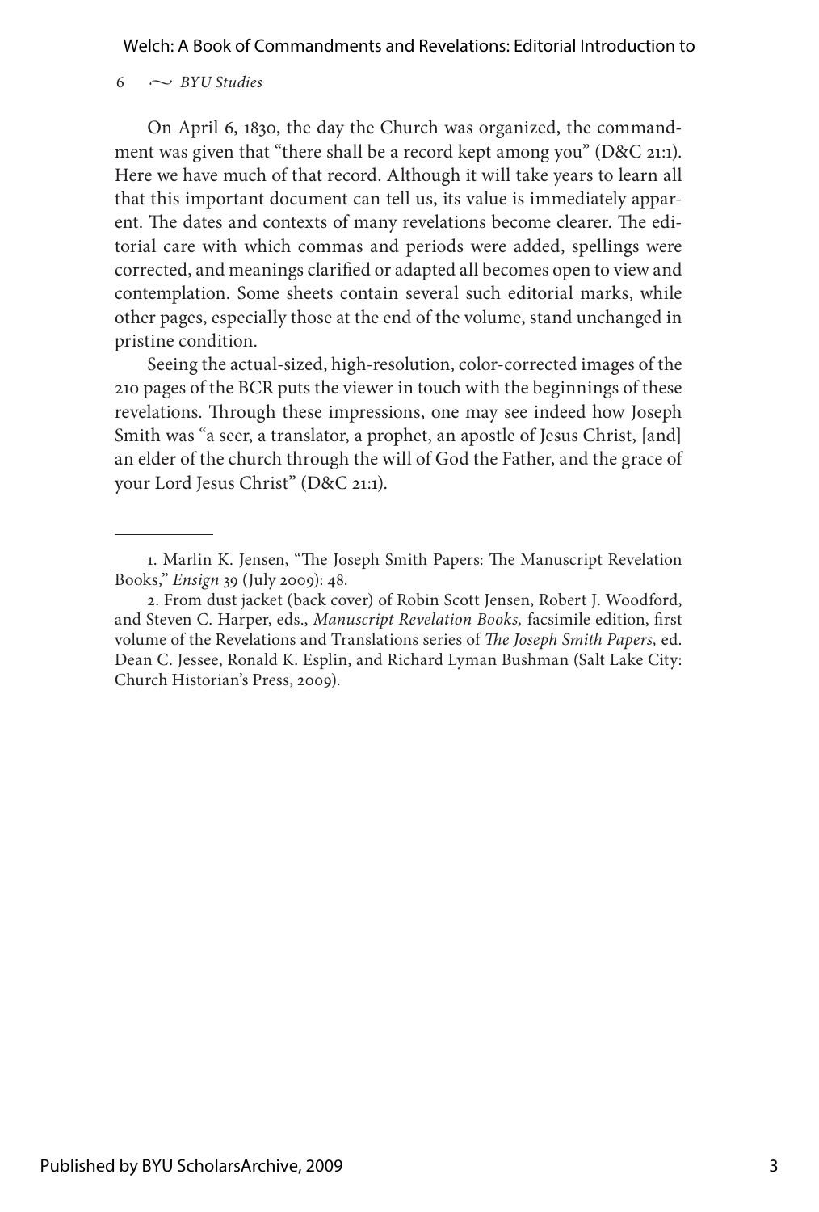On April 6, 1830, the day the Church was organized, the commandment was given that "there shall be a record kept among you" (D&C 21:1). Here we have much of that record. Although it will take years to learn all that this important document can tell us, its value is immediately apparent. The dates and contexts of many revelations become clearer. The editorial care with which commas and periods were added, spellings were corrected, and meanings clarified or adapted all becomes open to view and contemplation. Some sheets contain several such editorial marks, while other pages, especially those at the end of the volume, stand unchanged in pristine condition.

Seeing the actual-sized, high-resolution, color-corrected images of the 210 pages of the BCR puts the viewer in touch with the beginnings of these revelations. Through these impressions, one may see indeed how Joseph Smith was "a seer, a translator, a prophet, an apostle of Jesus Christ, [and] an elder of the church through the will of God the Father, and the grace of your Lord Jesus Christ" (D&C 21:1).

---

1. Marlin K. Jensen, "The Joseph Smith Papers: The Manuscript Revelation Books," *Ensign* 39 (July 2009): 48.

2. From dust jacket (back cover) of Robin Scott Jensen, Robert J. Woodford, and Steven C. Harper, eds., *Manuscript Revelation Books,* facsimile edition, first volume of the Revelations and Translations series of *The Joseph Smith Papers,* ed. Dean C. Jessee, Ronald K. Esplin, and Richard Lyman Bushman (Salt Lake City: Church Historian's Press, 2009).